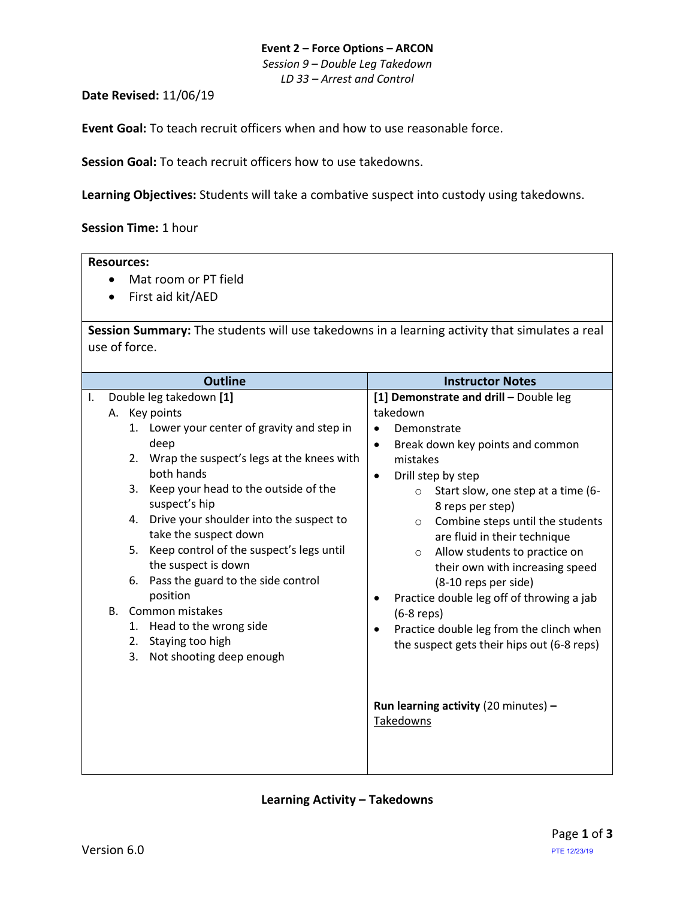**Event 2 – Force Options – ARCON**

*Session 9 – Double Leg Takedown*

*LD 33 – Arrest and Control*

**Date Revised:** 11/06/19

**Event Goal:** To teach recruit officers when and how to use reasonable force.

**Session Goal:** To teach recruit officers how to use takedowns.

**Learning Objectives:** Students will take a combative suspect into custody using takedowns.

**Session Time:** 1 hour

**Resources:**

- Mat room or PT field
- First aid kit/AED

**Session Summary:** The students will use takedowns in a learning activity that simulates a real use of force.

| Outline | Instructor Notes |
| --- | --- |
| I. Double leg takedown **[1]**<br>A. Key points<br>1. Lower your center of gravity and step in deep<br>2. Wrap the suspect's legs at the knees with both hands<br>3. Keep your head to the outside of the suspect's hip<br>4. Drive your shoulder into the suspect to take the suspect down<br>5. Keep control of the suspect's legs until the suspect is down<br>6. Pass the guard to the side control position<br>B. Common mistakes<br>1. Head to the wrong side<br>2. Staying too high<br>3. Not shooting deep enough | **[1] Demonstrate and drill –** Double leg takedown<br>• Demonstrate<br>• Break down key points and common mistakes<br>• Drill step by step<br>○ Start slow, one step at a time (6-8 reps per step)<br>○ Combine steps until the students are fluid in their technique<br>○ Allow students to practice on their own with increasing speed (8-10 reps per side)<br>• Practice double leg off of throwing a jab (6-8 reps)<br>• Practice double leg from the clinch when the suspect gets their hips out (6-8 reps)<br><br>**Run learning activity** (20 minutes) **–** Takedowns |

**Learning Activity – Takedowns**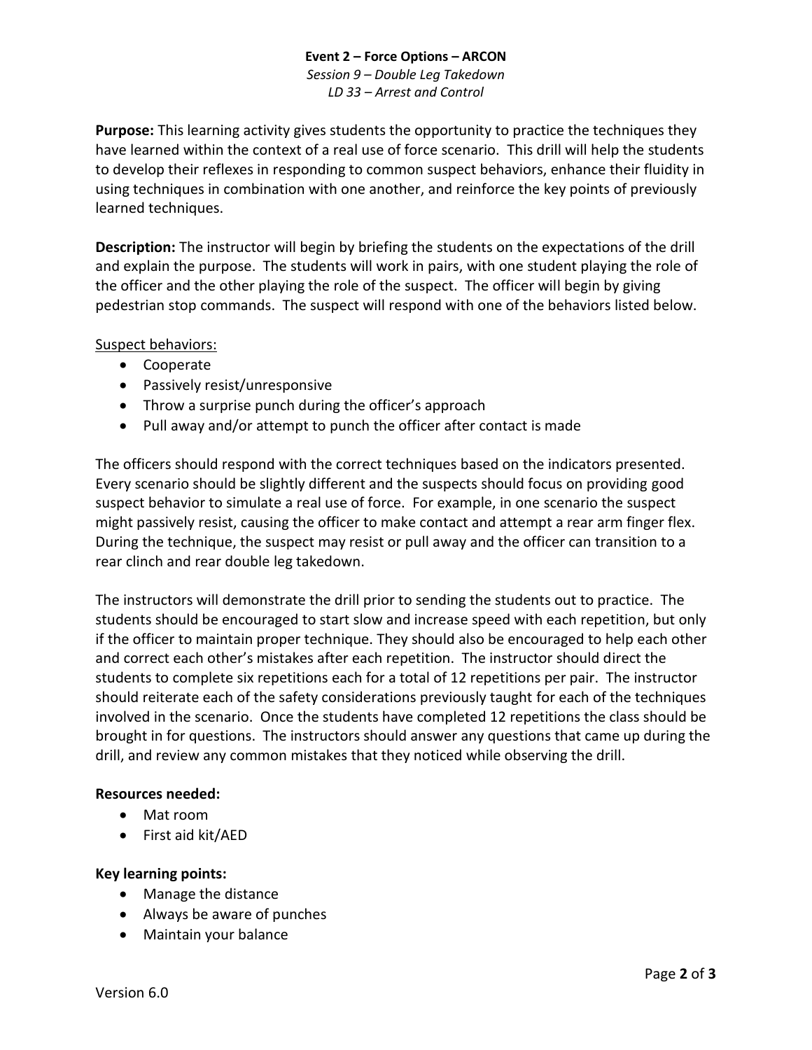**Event 2 – Force Options – ARCON**
*Session 9 – Double Leg Takedown*
*LD 33 – Arrest and Control*

**Purpose:** This learning activity gives students the opportunity to practice the techniques they have learned within the context of a real use of force scenario. This drill will help the students to develop their reflexes in responding to common suspect behaviors, enhance their fluidity in using techniques in combination with one another, and reinforce the key points of previously learned techniques.

**Description:** The instructor will begin by briefing the students on the expectations of the drill and explain the purpose. The students will work in pairs, with one student playing the role of the officer and the other playing the role of the suspect. The officer will begin by giving pedestrian stop commands. The suspect will respond with one of the behaviors listed below.

Suspect behaviors:

- Cooperate
- Passively resist/unresponsive
- Throw a surprise punch during the officer's approach
- Pull away and/or attempt to punch the officer after contact is made

The officers should respond with the correct techniques based on the indicators presented. Every scenario should be slightly different and the suspects should focus on providing good suspect behavior to simulate a real use of force. For example, in one scenario the suspect might passively resist, causing the officer to make contact and attempt a rear arm finger flex. During the technique, the suspect may resist or pull away and the officer can transition to a rear clinch and rear double leg takedown.

The instructors will demonstrate the drill prior to sending the students out to practice. The students should be encouraged to start slow and increase speed with each repetition, but only if the officer to maintain proper technique. They should also be encouraged to help each other and correct each other's mistakes after each repetition. The instructor should direct the students to complete six repetitions each for a total of 12 repetitions per pair. The instructor should reiterate each of the safety considerations previously taught for each of the techniques involved in the scenario. Once the students have completed 12 repetitions the class should be brought in for questions. The instructors should answer any questions that came up during the drill, and review any common mistakes that they noticed while observing the drill.

**Resources needed:**

- Mat room
- First aid kit/AED

**Key learning points:**

- Manage the distance
- Always be aware of punches
- Maintain your balance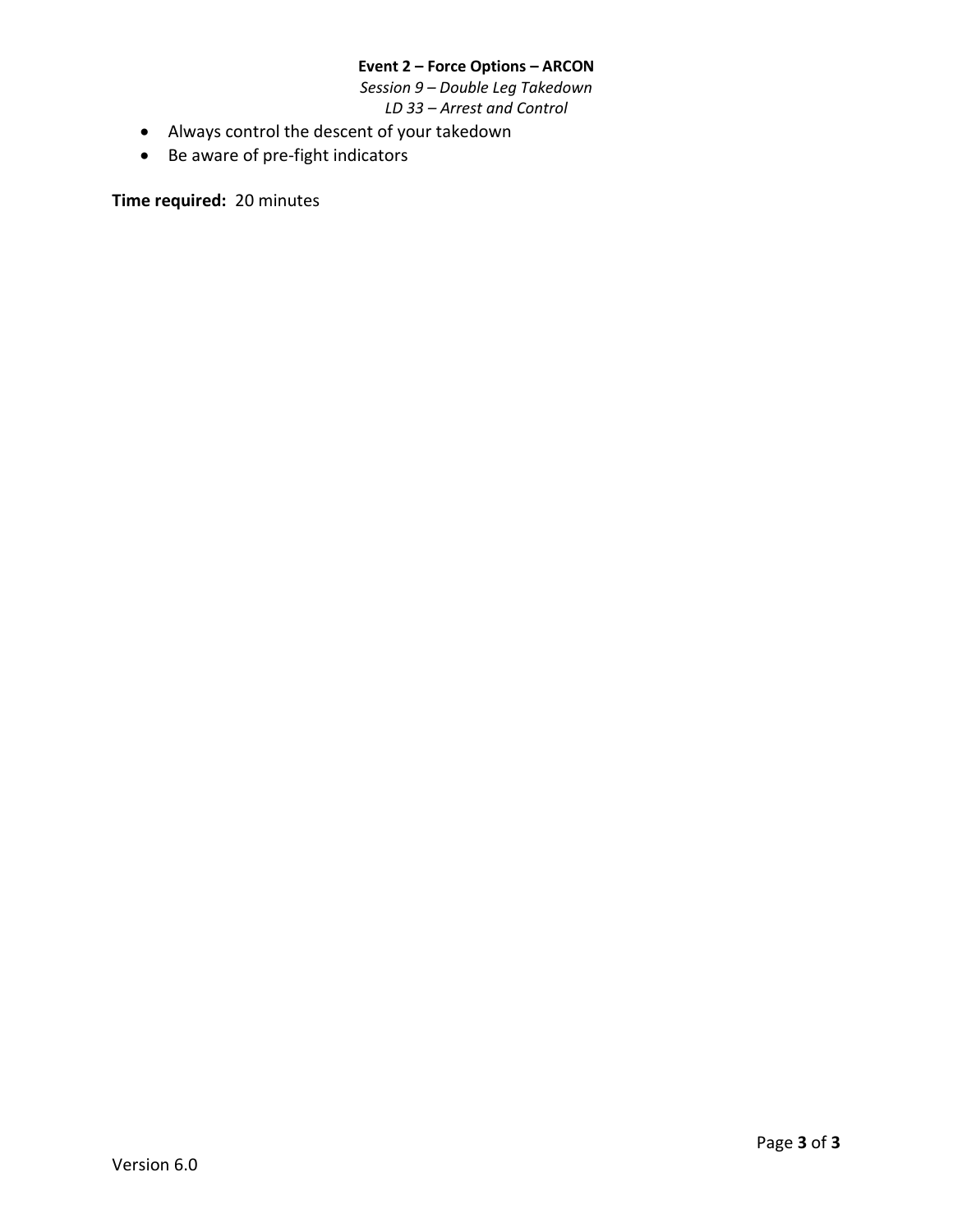- Always control the descent of your takedown
- Be aware of pre-fight indicators

**Time required:** 20 minutes